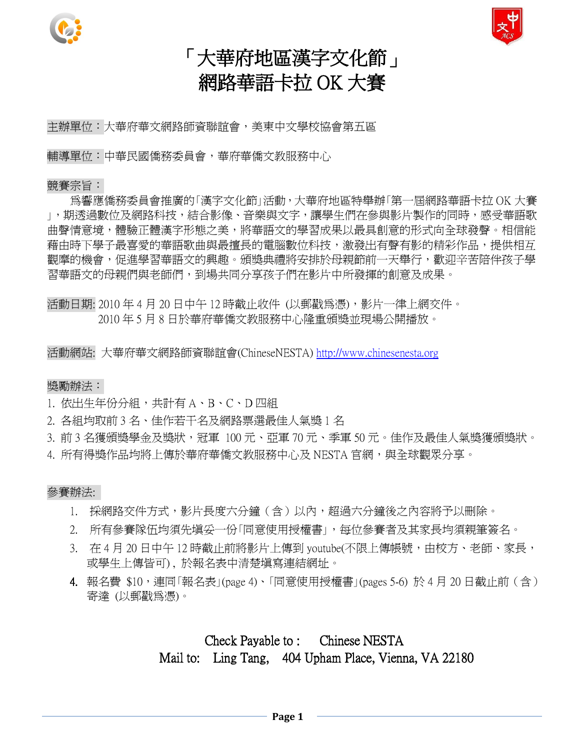# 「大華府地區漢字文化節」
# 網路華語卡拉 OK 大賽

主辦單位：大華府華文網路師資聯誼會，美東中文學校協會第五區

輔導單位：中華民國僑務委員會，華府華僑文教服務中心

競賽宗旨：

為響應僑務委員會推廣的「漢字文化節」活動，大華府地區特舉辦「第一屆網路華語卡拉 OK 大賽」，期透過數位及網路科技，結合影像、音樂與文字，讓學生們在參與影片製作的同時，感受華語歌曲聲情意境，體驗正體漢字形態之美，將華語文的學習成果以最具創意的形式向全球發聲。相信能藉由時下學子最喜愛的華語歌曲與最擅長的電腦數位科技，激發出有聲有影的精彩作品，提供相互觀摩的機會，促進學習華語文的興趣。頒獎典禮將安排於母親節前一天舉行，歡迎辛苦陪伴孩子學習華語文的母親們與老師們，到場共同分享孩子們在影片中所發揮的創意及成果。

活動日期: 2010 年 4 月 20 日中午 12 時截止收件 (以郵戳爲憑)，影片一律上網交件。
2010 年 5 月 8 日於華府華僑文教服務中心隆重頒獎並現場公開播放。

活動網站: 大華府華文網路師資聯誼會(ChineseNESTA) http://www.chinesenesta.org

獎勵辦法：

1. 依出生年份分組，共計有 A、B、C、D 四組
2. 各組均取前 3 名、佳作若干名及網路票選最佳人氣獎 1 名
3. 前 3 名獲頒獎學金及獎狀，冠軍 100 元、亞軍 70 元、季軍 50 元。佳作及最佳人氣獎獲頒獎狀。
4. 所有得獎作品均將上傳於華府華僑文教服務中心及 NESTA 官網，與全球觀眾分享。

參賽辦法:

1. 採網路交件方式，影片長度六分鐘（含）以內，超過六分鐘後之內容將予以刪除。
2. 所有參賽隊伍均須先填妥一份「同意使用授權書」，每位參賽者及其家長均須親筆簽名。
3. 在 4 月 20 日中午 12 時截止前將影片上傳到 youtube(不限上傳帳號，由校方、老師、家長，或學生上傳皆可)，於報名表中清楚填寫連結網址。
4. 報名費 $10，連同「報名表」(page 4)、「同意使用授權書」(pages 5-6) 於 4 月 20 日截止前（含）寄達 (以郵戳爲憑)。

Check Payable to : Chinese NESTA
Mail to: Ling Tang, 404 Upham Place, Vienna, VA 22180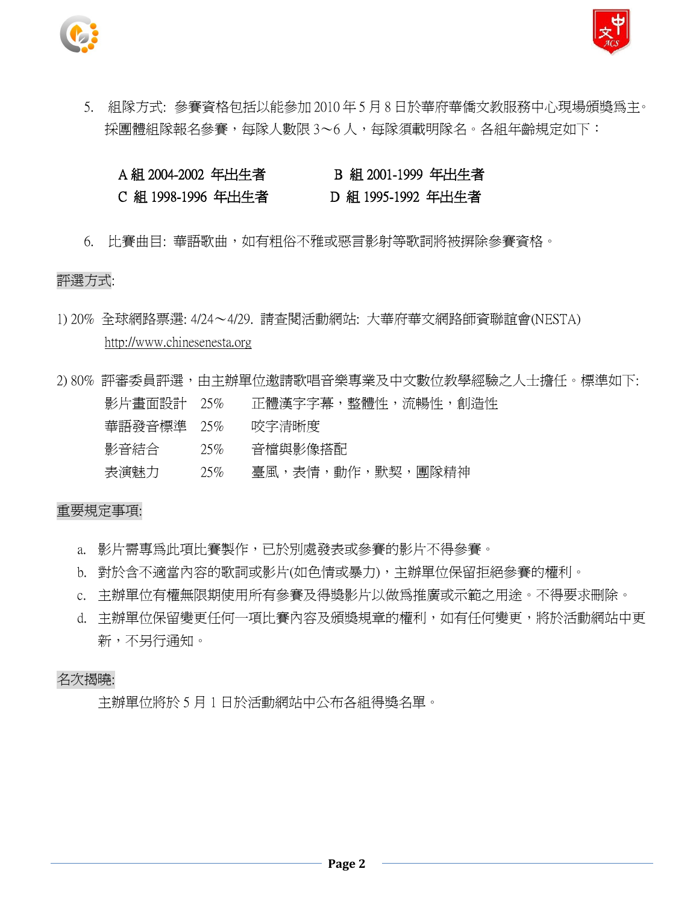5. 組隊方式: 參賽資格包括以能參加 2010 年 5 月 8 日於華府華僑文教服務中心現場頒獎爲主。採團體組隊報名參賽，每隊人數限 3～6 人，每隊須載明隊名。各組年齡規定如下：

| | |
|---|---|
| A 組 2004-2002 年出生者 | B 組 2001-1999 年出生者 |
| C 組 1998-1996 年出生者 | D 組 1995-1992 年出生者 |

6. 比賽曲目: 華語歌曲，如有粗俗不雅或惡言影射等歌詞將被摒除參賽資格。

評選方式:

1) 20% 全球網路票選: 4/24～4/29. 請查閱活動網站: 大華府華文網路師資聯誼會(NESTA) http://www.chinesenesta.org

2) 80% 評審委員評選，由主辦單位邀請歌唱音樂專業及中文數位教學經驗之人士擔任。標準如下:

| | | |
|---|---|---|
| 影片畫面設計 | 25% | 正體漢字字幕，整體性，流暢性，創造性 |
| 華語發音標準 | 25% | 咬字清晰度 |
| 影音結合 | 25% | 音檔與影像搭配 |
| 表演魅力 | 25% | 臺風，表情，動作，默契，團隊精神 |

重要規定事項:

a. 影片需專爲此項比賽製作，已於別處發表或參賽的影片不得參賽。
b. 對於含不適當內容的歌詞或影片(如色情或暴力)，主辦單位保留拒絕參賽的權利。
c. 主辦單位有權無限期使用所有參賽及得獎影片以做爲推廣或示範之用途。不得要求刪除。
d. 主辦單位保留變更任何一項比賽內容及頒獎規章的權利，如有任何變更，將於活動網站中更新，不另行通知。

名次揭曉:

主辦單位將於 5 月 1 日於活動網站中公布各組得獎名單。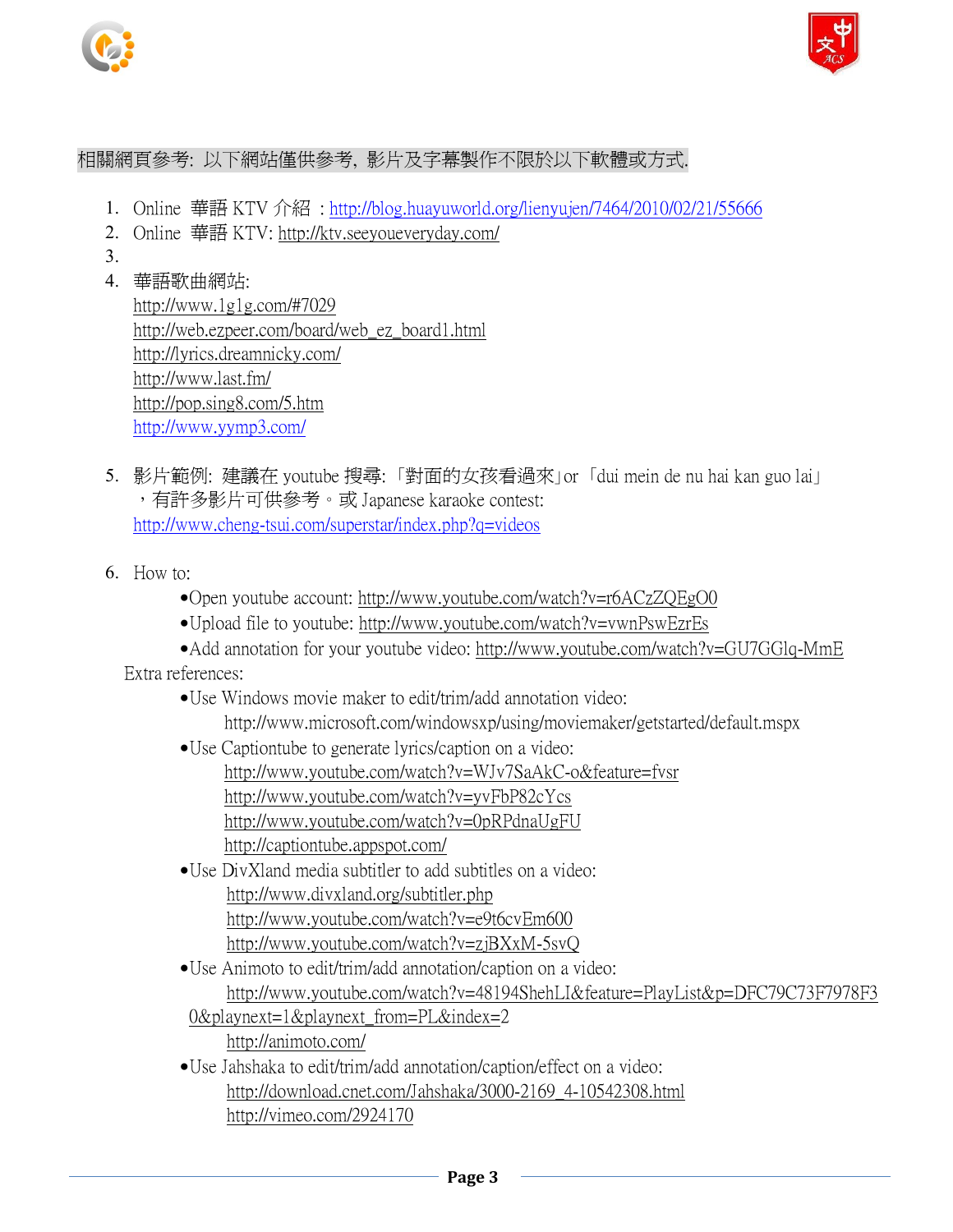相關網頁參考: 以下網站僅供參考, 影片及字幕製作不限於以下軟體或方式.

1. Online 華語 KTV 介紹 : http://blog.huayuworld.org/lienyujen/7464/2010/02/21/55666
2. Online 華語 KTV: http://ktv.seeyoueveryday.com/
3. 
4. 華語歌曲網站:
   http://www.1g1g.com/#7029
   http://web.ezpeer.com/board/web_ez_board1.html
   http://lyrics.dreamnicky.com/
   http://www.last.fm/
   http://pop.sing8.com/5.htm
   http://www.yymp3.com/

5. 影片範例: 建議在 youtube 搜尋: 「對面的女孩看過來」or 「dui mein de nu hai kan guo lai」，有許多影片可供參考。或 Japanese karaoke contest:
   http://www.cheng-tsui.com/superstar/index.php?q=videos

6. How to:
   - Open youtube account: http://www.youtube.com/watch?v=r6ACzZQEgO0
   - Upload file to youtube: http://www.youtube.com/watch?v=vwnPswEzrEs
   - Add annotation for your youtube video: http://www.youtube.com/watch?v=GU7GGlq-MmE

Extra references:

- Use Windows movie maker to edit/trim/add annotation video:
  http://www.microsoft.com/windowsxp/using/moviemaker/getstarted/default.mspx
- Use Captiontube to generate lyrics/caption on a video:
  http://www.youtube.com/watch?v=WJv7SaAkC-o&feature=fvsr
  http://www.youtube.com/watch?v=yvFbP82cYcs
  http://www.youtube.com/watch?v=0pRPdnaUgFU
  http://captiontube.appspot.com/
- Use DivXland media subtitler to add subtitles on a video:
  http://www.divxland.org/subtitler.php
  http://www.youtube.com/watch?v=e9t6cvEm600
  http://www.youtube.com/watch?v=zjBXxM-5svQ
- Use Animoto to edit/trim/add annotation/caption on a video:
  http://www.youtube.com/watch?v=48194ShehLI&feature=PlayList&p=DFC79C73F7978F30&playnext=1&playnext_from=PL&index=2
  http://animoto.com/
- Use Jahshaka to edit/trim/add annotation/caption/effect on a video:
  http://download.cnet.com/Jahshaka/3000-2169_4-10542308.html
  http://vimeo.com/2924170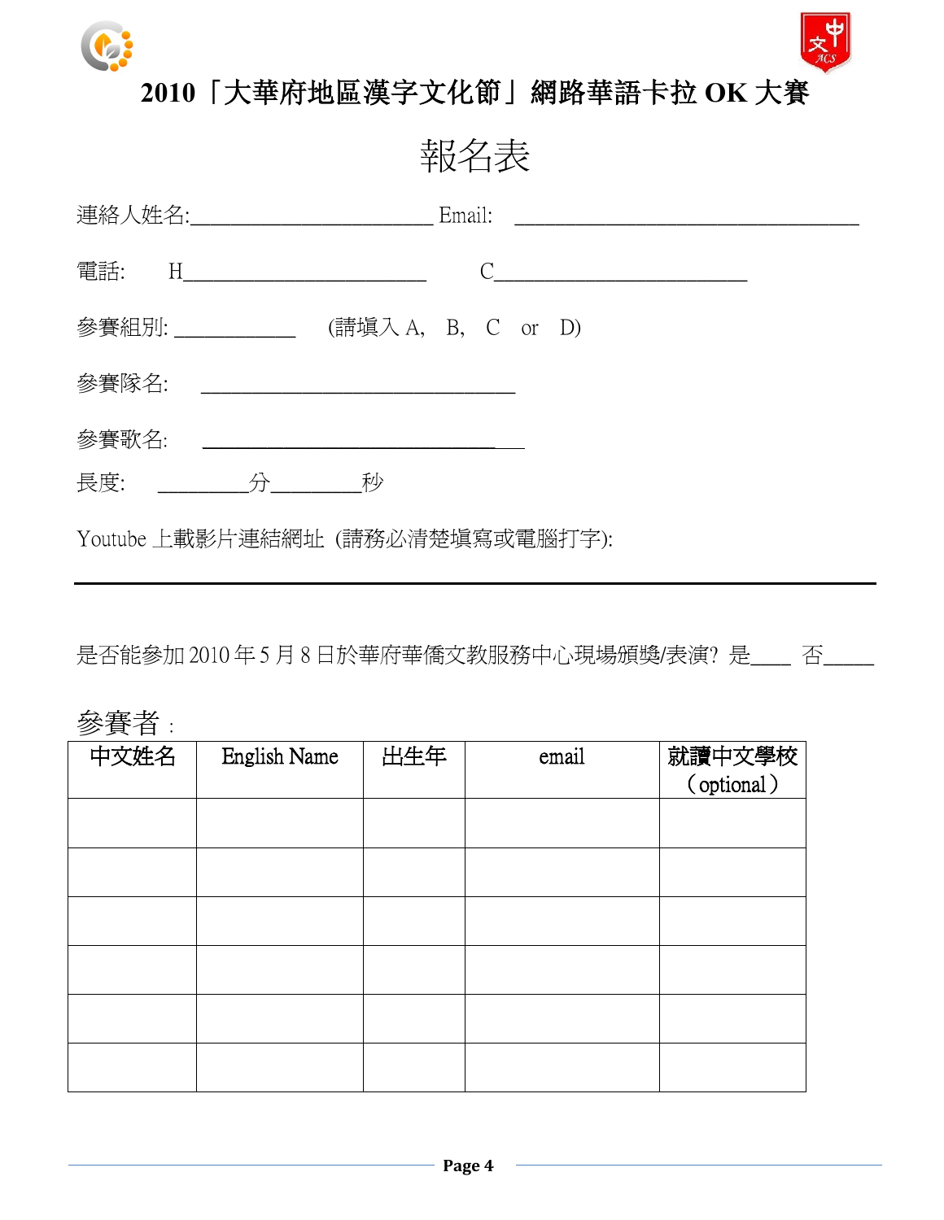# 2010「大華府地區漢字文化節」網路華語卡拉 OK 大賽

## 報名表

連絡人姓名:______________________ Email: _______________________________

電話: H______________________ C_______________________

參賽組別: ___________ (請填入 A, B, C or D)

參賽隊名: ____________________________

參賽歌名: ______________________________

長度: ________分________秒

Youtube 上載影片連結網址 (請務必清楚填寫或電腦打字):

______________________________________________________________________

是否能參加 2010 年 5 月 8 日於華府華僑文教服務中心現場頒獎/表演? 是____ 否_____

參賽者 :

| 中文姓名 | English Name | 出生年 | email | 就讀中文學校（optional） |
|---|---|---|---|---|
| | | | | |
| | | | | |
| | | | | |
| | | | | |
| | | | | |
| | | | | |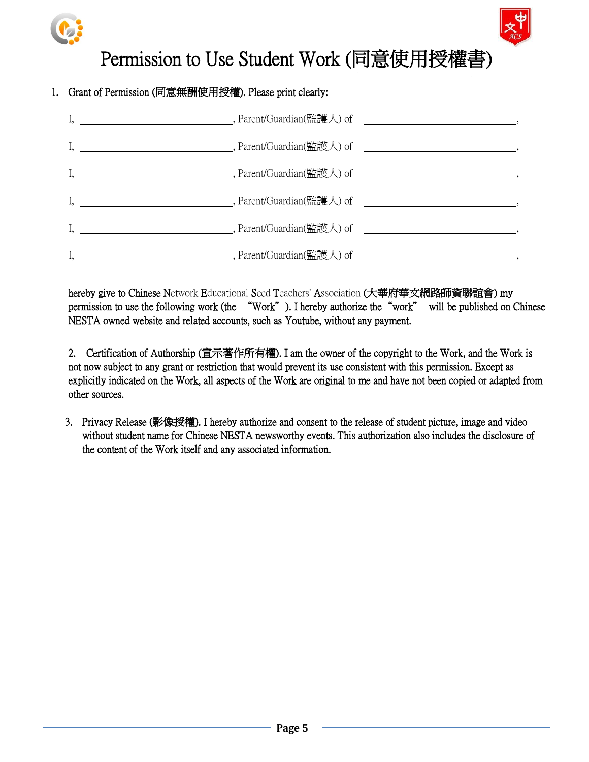# Permission to Use Student Work (同意使用授權書)

1. Grant of Permission (同意無酬使用授權). Please print clearly:

I, ______________________________, Parent/Guardian(監護人) of ______________________________,

I, ______________________________, Parent/Guardian(監護人) of ______________________________,

I, ______________________________, Parent/Guardian(監護人) of ______________________________,

I, ______________________________, Parent/Guardian(監護人) of ______________________________,

I, ______________________________, Parent/Guardian(監護人) of ______________________________,

I, ______________________________, Parent/Guardian(監護人) of ______________________________,

hereby give to Chinese Network Educational Seed Teachers' Association (大華府華文網路師資聯誼會) my permission to use the following work (the "Work"). I hereby authorize the "work" will be published on Chinese NESTA owned website and related accounts, such as Youtube, without any payment.

2. Certification of Authorship (宣示著作所有權). I am the owner of the copyright to the Work, and the Work is not now subject to any grant or restriction that would prevent its use consistent with this permission. Except as explicitly indicated on the Work, all aspects of the Work are original to me and have not been copied or adapted from other sources.

3. Privacy Release (影像授權). I hereby authorize and consent to the release of student picture, image and video without student name for Chinese NESTA newsworthy events. This authorization also includes the disclosure of the content of the Work itself and any associated information.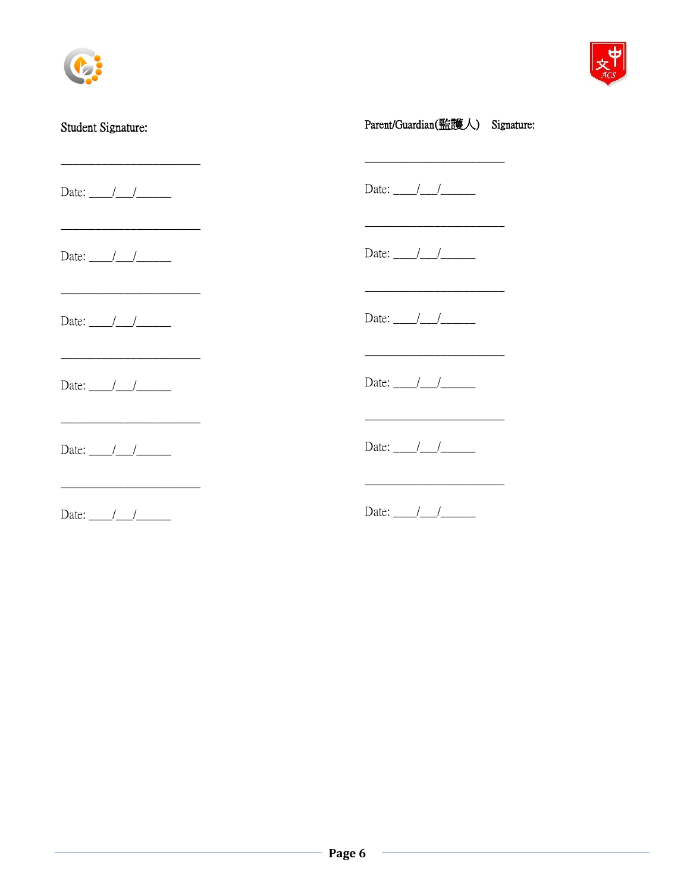Student Signature:

________________________

Date: ____/___/______

________________________

Date: ____/___/______

________________________

Date: ____/___/______

________________________

Date: ____/___/______

________________________

Date: ____/___/______

________________________

Date: ____/___/______

Parent/Guardian(監護人) Signature:

________________________

Date: ____/___/______

________________________

Date: ____/___/______

________________________

Date: ____/___/______

________________________

Date: ____/___/______

________________________

Date: ____/___/______

________________________

Date: ____/___/______